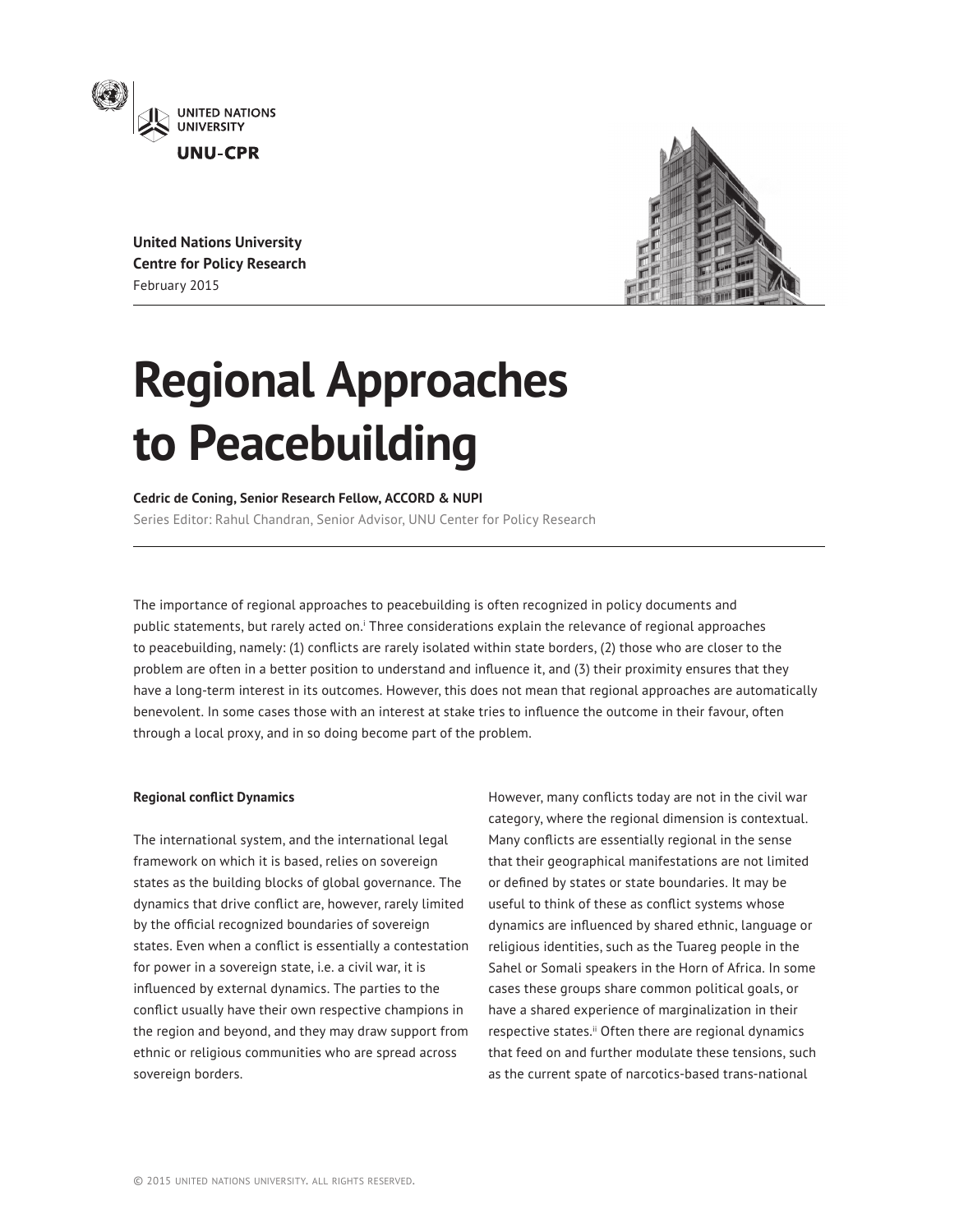United Nations University
Centre for Policy Research
February 2015

# Regional Approaches to Peacebuilding

**Cedric de Coning, Senior Research Fellow, ACCORD & NUPI**

Series Editor: Rahul Chandran, Senior Advisor, UNU Center for Policy Research

The importance of regional approaches to peacebuilding is often recognized in policy documents and public statements, but rarely acted on.[i] Three considerations explain the relevance of regional approaches to peacebuilding, namely: (1) conflicts are rarely isolated within state borders, (2) those who are closer to the problem are often in a better position to understand and influence it, and (3) their proximity ensures that they have a long-term interest in its outcomes. However, this does not mean that regional approaches are automatically benevolent. In some cases those with an interest at stake tries to influence the outcome in their favour, often through a local proxy, and in so doing become part of the problem.

**Regional conflict Dynamics**

The international system, and the international legal framework on which it is based, relies on sovereign states as the building blocks of global governance. The dynamics that drive conflict are, however, rarely limited by the official recognized boundaries of sovereign states. Even when a conflict is essentially a contestation for power in a sovereign state, i.e. a civil war, it is influenced by external dynamics. The parties to the conflict usually have their own respective champions in the region and beyond, and they may draw support from ethnic or religious communities who are spread across sovereign borders.

However, many conflicts today are not in the civil war category, where the regional dimension is contextual. Many conflicts are essentially regional in the sense that their geographical manifestations are not limited or defined by states or state boundaries. It may be useful to think of these as conflict systems whose dynamics are influenced by shared ethnic, language or religious identities, such as the Tuareg people in the Sahel or Somali speakers in the Horn of Africa. In some cases these groups share common political goals, or have a shared experience of marginalization in their respective states.[ii] Often there are regional dynamics that feed on and further modulate these tensions, such as the current spate of narcotics-based trans-national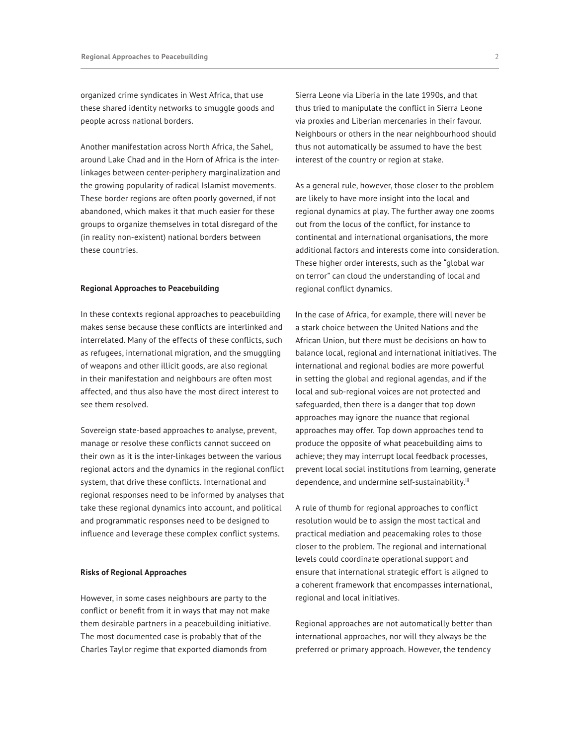organized crime syndicates in West Africa, that use these shared identity networks to smuggle goods and people across national borders.

Another manifestation across North Africa, the Sahel, around Lake Chad and in the Horn of Africa is the inter-linkages between center-periphery marginalization and the growing popularity of radical Islamist movements. These border regions are often poorly governed, if not abandoned, which makes it that much easier for these groups to organize themselves in total disregard of the (in reality non-existent) national borders between these countries.

### Regional Approaches to Peacebuilding

In these contexts regional approaches to peacebuilding makes sense because these conflicts are interlinked and interrelated. Many of the effects of these conflicts, such as refugees, international migration, and the smuggling of weapons and other illicit goods, are also regional in their manifestation and neighbours are often most affected, and thus also have the most direct interest to see them resolved.

Sovereign state-based approaches to analyse, prevent, manage or resolve these conflicts cannot succeed on their own as it is the inter-linkages between the various regional actors and the dynamics in the regional conflict system, that drive these conflicts. International and regional responses need to be informed by analyses that take these regional dynamics into account, and political and programmatic responses need to be designed to influence and leverage these complex conflict systems.

### Risks of Regional Approaches

However, in some cases neighbours are party to the conflict or benefit from it in ways that may not make them desirable partners in a peacebuilding initiative. The most documented case is probably that of the Charles Taylor regime that exported diamonds from Sierra Leone via Liberia in the late 1990s, and that thus tried to manipulate the conflict in Sierra Leone via proxies and Liberian mercenaries in their favour. Neighbours or others in the near neighbourhood should thus not automatically be assumed to have the best interest of the country or region at stake.

As a general rule, however, those closer to the problem are likely to have more insight into the local and regional dynamics at play. The further away one zooms out from the locus of the conflict, for instance to continental and international organisations, the more additional factors and interests come into consideration. These higher order interests, such as the "global war on terror" can cloud the understanding of local and regional conflict dynamics.

In the case of Africa, for example, there will never be a stark choice between the United Nations and the African Union, but there must be decisions on how to balance local, regional and international initiatives. The international and regional bodies are more powerful in setting the global and regional agendas, and if the local and sub-regional voices are not protected and safeguarded, then there is a danger that top down approaches may ignore the nuance that regional approaches may offer. Top down approaches tend to produce the opposite of what peacebuilding aims to achieve; they may interrupt local feedback processes, prevent local social institutions from learning, generate dependence, and undermine self-sustainability.[iii]

A rule of thumb for regional approaches to conflict resolution would be to assign the most tactical and practical mediation and peacemaking roles to those closer to the problem. The regional and international levels could coordinate operational support and ensure that international strategic effort is aligned to a coherent framework that encompasses international, regional and local initiatives.

Regional approaches are not automatically better than international approaches, nor will they always be the preferred or primary approach. However, the tendency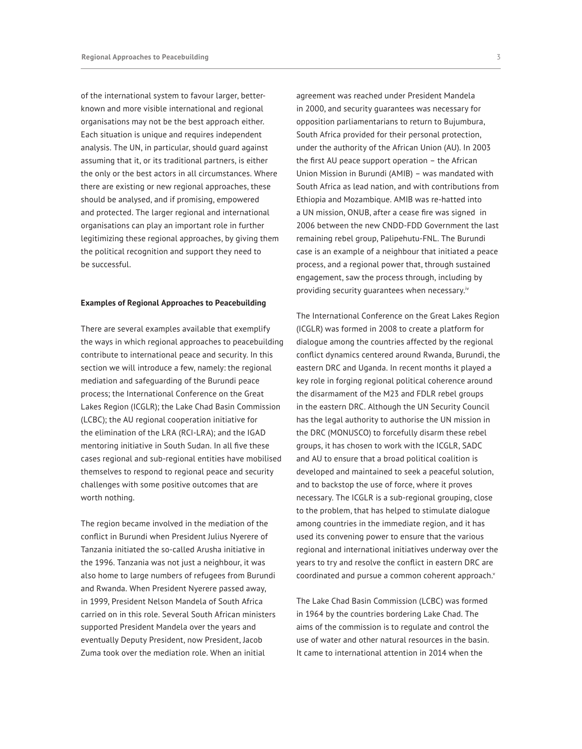of the international system to favour larger, better-known and more visible international and regional organisations may not be the best approach either. Each situation is unique and requires independent analysis. The UN, in particular, should guard against assuming that it, or its traditional partners, is either the only or the best actors in all circumstances. Where there are existing or new regional approaches, these should be analysed, and if promising, empowered and protected. The larger regional and international organisations can play an important role in further legitimizing these regional approaches, by giving them the political recognition and support they need to be successful.

**Examples of Regional Approaches to Peacebuilding**

There are several examples available that exemplify the ways in which regional approaches to peacebuilding contribute to international peace and security. In this section we will introduce a few, namely: the regional mediation and safeguarding of the Burundi peace process; the International Conference on the Great Lakes Region (ICGLR); the Lake Chad Basin Commission (LCBC); the AU regional cooperation initiative for the elimination of the LRA (RCI-LRA); and the IGAD mentoring initiative in South Sudan. In all five these cases regional and sub-regional entities have mobilised themselves to respond to regional peace and security challenges with some positive outcomes that are worth nothing.

The region became involved in the mediation of the conflict in Burundi when President Julius Nyerere of Tanzania initiated the so-called Arusha initiative in the 1996. Tanzania was not just a neighbour, it was also home to large numbers of refugees from Burundi and Rwanda. When President Nyerere passed away, in 1999, President Nelson Mandela of South Africa carried on in this role. Several South African ministers supported President Mandela over the years and eventually Deputy President, now President, Jacob Zuma took over the mediation role. When an initial agreement was reached under President Mandela in 2000, and security guarantees was necessary for opposition parliamentarians to return to Bujumbura, South Africa provided for their personal protection, under the authority of the African Union (AU). In 2003 the first AU peace support operation – the African Union Mission in Burundi (AMIB) – was mandated with South Africa as lead nation, and with contributions from Ethiopia and Mozambique. AMIB was re-hatted into a UN mission, ONUB, after a cease fire was signed in 2006 between the new CNDD-FDD Government the last remaining rebel group, Palipehutu-FNL. The Burundi case is an example of a neighbour that initiated a peace process, and a regional power that, through sustained engagement, saw the process through, including by providing security guarantees when necessary.[iv]

The International Conference on the Great Lakes Region (ICGLR) was formed in 2008 to create a platform for dialogue among the countries affected by the regional conflict dynamics centered around Rwanda, Burundi, the eastern DRC and Uganda. In recent months it played a key role in forging regional political coherence around the disarmament of the M23 and FDLR rebel groups in the eastern DRC. Although the UN Security Council has the legal authority to authorise the UN mission in the DRC (MONUSCO) to forcefully disarm these rebel groups, it has chosen to work with the ICGLR, SADC and AU to ensure that a broad political coalition is developed and maintained to seek a peaceful solution, and to backstop the use of force, where it proves necessary. The ICGLR is a sub-regional grouping, close to the problem, that has helped to stimulate dialogue among countries in the immediate region, and it has used its convening power to ensure that the various regional and international initiatives underway over the years to try and resolve the conflict in eastern DRC are coordinated and pursue a common coherent approach.[v]

The Lake Chad Basin Commission (LCBC) was formed in 1964 by the countries bordering Lake Chad. The aims of the commission is to regulate and control the use of water and other natural resources in the basin. It came to international attention in 2014 when the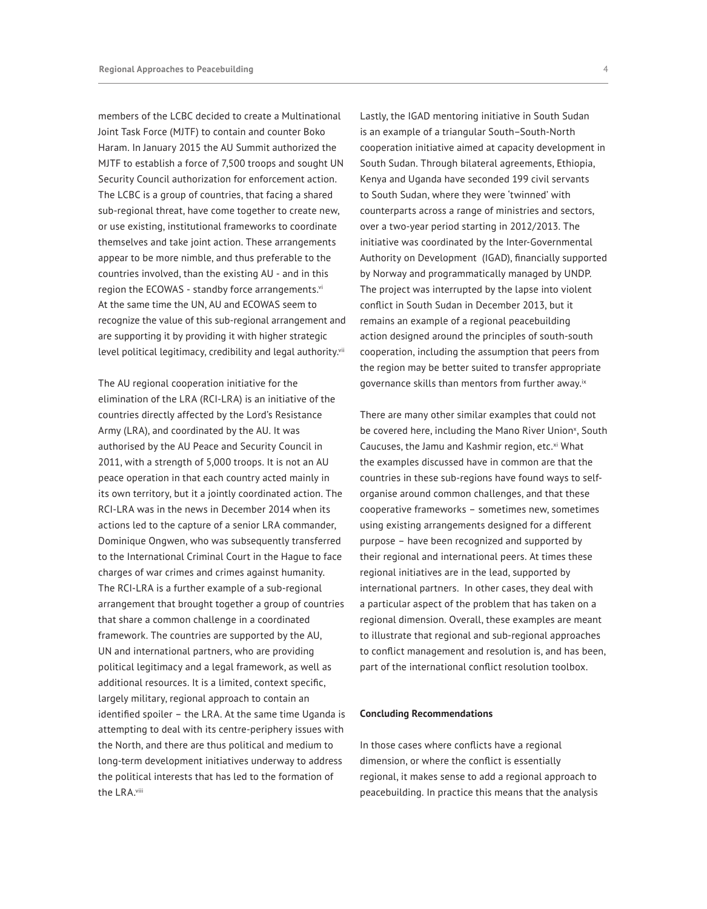members of the LCBC decided to create a Multinational Joint Task Force (MJTF) to contain and counter Boko Haram. In January 2015 the AU Summit authorized the MJTF to establish a force of 7,500 troops and sought UN Security Council authorization for enforcement action. The LCBC is a group of countries, that facing a shared sub-regional threat, have come together to create new, or use existing, institutional frameworks to coordinate themselves and take joint action. These arrangements appear to be more nimble, and thus preferable to the countries involved, than the existing AU - and in this region the ECOWAS - standby force arrangements.[vi] At the same time the UN, AU and ECOWAS seem to recognize the value of this sub-regional arrangement and are supporting it by providing it with higher strategic level political legitimacy, credibility and legal authority.[vii]

The AU regional cooperation initiative for the elimination of the LRA (RCI-LRA) is an initiative of the countries directly affected by the Lord's Resistance Army (LRA), and coordinated by the AU. It was authorised by the AU Peace and Security Council in 2011, with a strength of 5,000 troops. It is not an AU peace operation in that each country acted mainly in its own territory, but it a jointly coordinated action. The RCI-LRA was in the news in December 2014 when its actions led to the capture of a senior LRA commander, Dominique Ongwen, who was subsequently transferred to the International Criminal Court in the Hague to face charges of war crimes and crimes against humanity. The RCI-LRA is a further example of a sub-regional arrangement that brought together a group of countries that share a common challenge in a coordinated framework. The countries are supported by the AU, UN and international partners, who are providing political legitimacy and a legal framework, as well as additional resources. It is a limited, context specific, largely military, regional approach to contain an identified spoiler – the LRA. At the same time Uganda is attempting to deal with its centre-periphery issues with the North, and there are thus political and medium to long-term development initiatives underway to address the political interests that has led to the formation of the LRA.[viii]

Lastly, the IGAD mentoring initiative in South Sudan is an example of a triangular South–South-North cooperation initiative aimed at capacity development in South Sudan. Through bilateral agreements, Ethiopia, Kenya and Uganda have seconded 199 civil servants to South Sudan, where they were 'twinned' with counterparts across a range of ministries and sectors, over a two-year period starting in 2012/2013. The initiative was coordinated by the Inter-Governmental Authority on Development (IGAD), financially supported by Norway and programmatically managed by UNDP. The project was interrupted by the lapse into violent conflict in South Sudan in December 2013, but it remains an example of a regional peacebuilding action designed around the principles of south-south cooperation, including the assumption that peers from the region may be better suited to transfer appropriate governance skills than mentors from further away.[ix]

There are many other similar examples that could not be covered here, including the Mano River Union[x], South Caucuses, the Jamu and Kashmir region, etc.[xi] What the examples discussed have in common are that the countries in these sub-regions have found ways to self-organise around common challenges, and that these cooperative frameworks – sometimes new, sometimes using existing arrangements designed for a different purpose – have been recognized and supported by their regional and international peers. At times these regional initiatives are in the lead, supported by international partners. In other cases, they deal with a particular aspect of the problem that has taken on a regional dimension. Overall, these examples are meant to illustrate that regional and sub-regional approaches to conflict management and resolution is, and has been, part of the international conflict resolution toolbox.

**Concluding Recommendations**

In those cases where conflicts have a regional dimension, or where the conflict is essentially regional, it makes sense to add a regional approach to peacebuilding. In practice this means that the analysis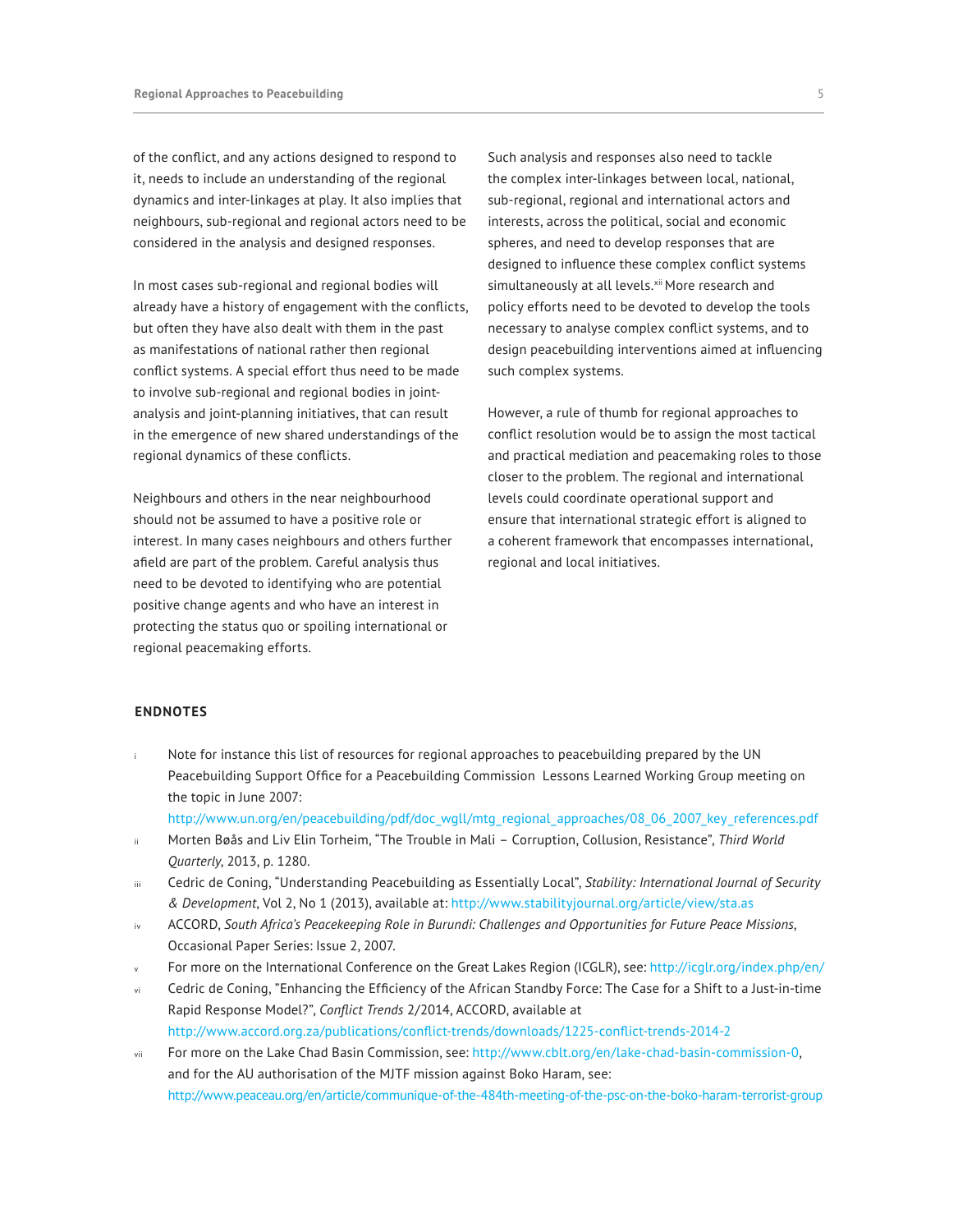of the conflict, and any actions designed to respond to it, needs to include an understanding of the regional dynamics and inter-linkages at play. It also implies that neighbours, sub-regional and regional actors need to be considered in the analysis and designed responses.

In most cases sub-regional and regional bodies will already have a history of engagement with the conflicts, but often they have also dealt with them in the past as manifestations of national rather then regional conflict systems. A special effort thus need to be made to involve sub-regional and regional bodies in joint-analysis and joint-planning initiatives, that can result in the emergence of new shared understandings of the regional dynamics of these conflicts.

Neighbours and others in the near neighbourhood should not be assumed to have a positive role or interest. In many cases neighbours and others further afield are part of the problem. Careful analysis thus need to be devoted to identifying who are potential positive change agents and who have an interest in protecting the status quo or spoiling international or regional peacemaking efforts.

Such analysis and responses also need to tackle the complex inter-linkages between local, national, sub-regional, regional and international actors and interests, across the political, social and economic spheres, and need to develop responses that are designed to influence these complex conflict systems simultaneously at all levels.[xii] More research and policy efforts need to be devoted to develop the tools necessary to analyse complex conflict systems, and to design peacebuilding interventions aimed at influencing such complex systems.

However, a rule of thumb for regional approaches to conflict resolution would be to assign the most tactical and practical mediation and peacemaking roles to those closer to the problem. The regional and international levels could coordinate operational support and ensure that international strategic effort is aligned to a coherent framework that encompasses international, regional and local initiatives.

## ENDNOTES

i. Note for instance this list of resources for regional approaches to peacebuilding prepared by the UN Peacebuilding Support Office for a Peacebuilding Commission Lessons Learned Working Group meeting on the topic in June 2007: http://www.un.org/en/peacebuilding/pdf/doc_wgll/mtg_regional_approaches/08_06_2007_key_references.pdf

ii. Morten Bøås and Liv Elin Torheim, "The Trouble in Mali – Corruption, Collusion, Resistance", *Third World Quarterly*, 2013, p. 1280.

iii. Cedric de Coning, "Understanding Peacebuilding as Essentially Local", *Stability: International Journal of Security & Development*, Vol 2, No 1 (2013), available at: http://www.stabilityjournal.org/article/view/sta.as

iv. ACCORD, *South Africa's Peacekeeping Role in Burundi: Challenges and Opportunities for Future Peace Missions*, Occasional Paper Series: Issue 2, 2007.

v. For more on the International Conference on the Great Lakes Region (ICGLR), see: http://icglr.org/index.php/en/

vi. Cedric de Coning, "Enhancing the Efficiency of the African Standby Force: The Case for a Shift to a Just-in-time Rapid Response Model?", *Conflict Trends* 2/2014, ACCORD, available at http://www.accord.org.za/publications/conflict-trends/downloads/1225-conflict-trends-2014-2

vii. For more on the Lake Chad Basin Commission, see: http://www.cblt.org/en/lake-chad-basin-commission-0, and for the AU authorisation of the MJTF mission against Boko Haram, see: http://www.peaceau.org/en/article/communique-of-the-484th-meeting-of-the-psc-on-the-boko-haram-terrorist-group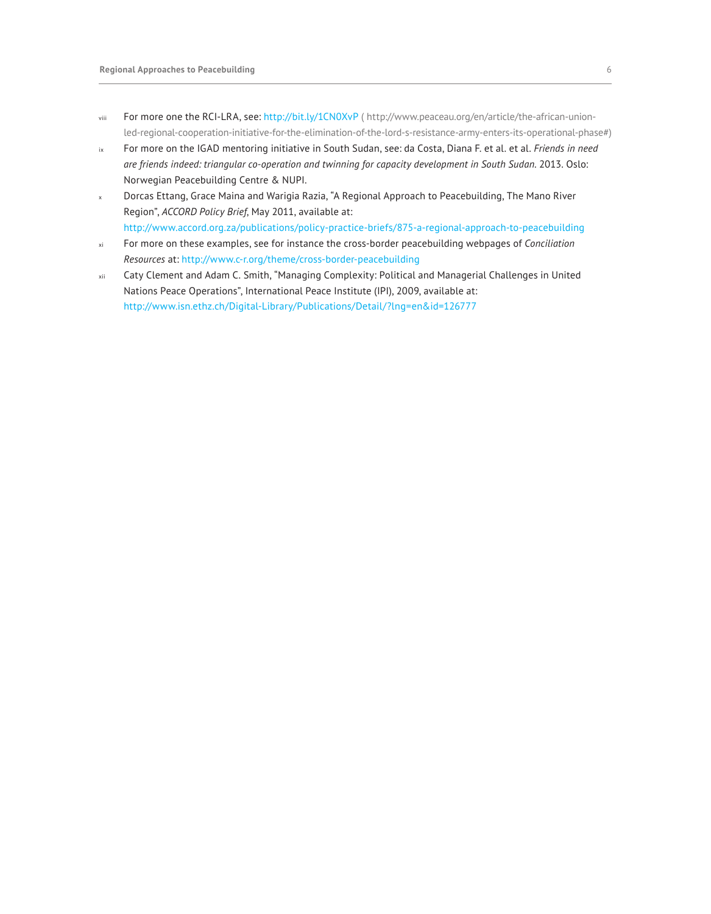viii For more one the RCI-LRA, see: http://bit.ly/1CN0XvP ( http://www.peaceau.org/en/article/the-african-union-led-regional-cooperation-initiative-for-the-elimination-of-the-lord-s-resistance-army-enters-its-operational-phase#)

ix For more on the IGAD mentoring initiative in South Sudan, see: da Costa, Diana F. et al. et al. *Friends in need are friends indeed: triangular co-operation and twinning for capacity development in South Sudan.* 2013. Oslo: Norwegian Peacebuilding Centre & NUPI.

x Dorcas Ettang, Grace Maina and Warigia Razia, "A Regional Approach to Peacebuilding, The Mano River Region", *ACCORD Policy Brief*, May 2011, available at: http://www.accord.org.za/publications/policy-practice-briefs/875-a-regional-approach-to-peacebuilding

xi For more on these examples, see for instance the cross-border peacebuilding webpages of *Conciliation Resources* at: http://www.c-r.org/theme/cross-border-peacebuilding

xii Caty Clement and Adam C. Smith, "Managing Complexity: Political and Managerial Challenges in United Nations Peace Operations", International Peace Institute (IPI), 2009, available at: http://www.isn.ethz.ch/Digital-Library/Publications/Detail/?lng=en&id=126777